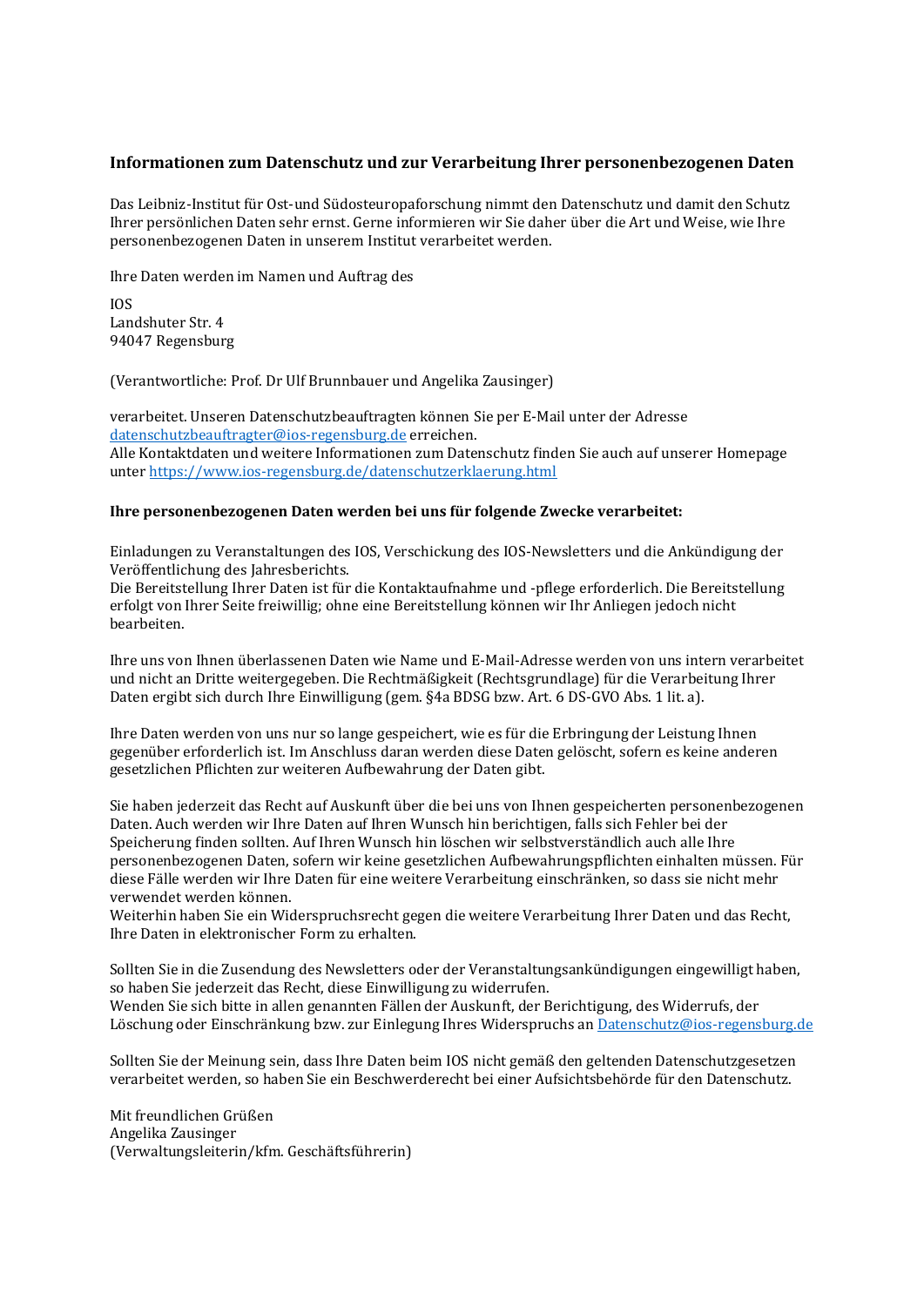## Informationen zum Datenschutz und zur Verarbeitung Ihrer personenbezogenen Daten

Das Leibniz-Institut für Ost-und Südosteuropaforschung nimmt den Datenschutz und damit den Schutz Ihrer persönlichen Daten sehr ernst. Gerne informieren wir Sie daher über die Art und Weise, wie Ihre personenbezogenen Daten in unserem Institut verarbeitet werden.

Ihre Daten werden im Namen und Auftrag des

IOS  
Landshuter Str. 4  
94047 Regensburg

(Verantwortliche: Prof. Dr Ulf Brunnbauer und Angelika Zausinger)

verarbeitet. Unseren Datenschutzbeauftragten können Sie per E-Mail unter der Adresse [datenschutzbeauftragter@ios-regensburg.de](mailto:datenschutzbeauftragter@ios-regensburg.de) erreichen.  
Alle Kontaktdaten und weitere Informationen zum Datenschutz finden Sie auch auf unserer Homepage unter [https://www.ios-regensburg.de/datenschutzerklaerung.html](https://www.ios-regensburg.de/datenschutzerklaerung.html)

**Ihre personenbezogenen Daten werden bei uns für folgende Zwecke verarbeitet:**

Einladungen zu Veranstaltungen des IOS, Verschickung des IOS-Newsletters und die Ankündigung der Veröffentlichung des Jahresberichts.  
Die Bereitstellung Ihrer Daten ist für die Kontaktaufnahme und -pflege erforderlich. Die Bereitstellung erfolgt von Ihrer Seite freiwillig; ohne eine Bereitstellung können wir Ihr Anliegen jedoch nicht bearbeiten.

Ihre uns von Ihnen überlassenen Daten wie Name und E-Mail-Adresse werden von uns intern verarbeitet und nicht an Dritte weitergegeben. Die Rechtmäßigkeit (Rechtsgrundlage) für die Verarbeitung Ihrer Daten ergibt sich durch Ihre Einwilligung (gem. §4a BDSG bzw. Art. 6 DS-GVO Abs. 1 lit. a).

Ihre Daten werden von uns nur so lange gespeichert, wie es für die Erbringung der Leistung Ihnen gegenüber erforderlich ist. Im Anschluss daran werden diese Daten gelöscht, sofern es keine anderen gesetzlichen Pflichten zur weiteren Aufbewahrung der Daten gibt.

Sie haben jederzeit das Recht auf Auskunft über die bei uns von Ihnen gespeicherten personenbezogenen Daten. Auch werden wir Ihre Daten auf Ihren Wunsch hin berichtigen, falls sich Fehler bei der Speicherung finden sollten. Auf Ihren Wunsch hin löschen wir selbstverständlich auch alle Ihre personenbezogenen Daten, sofern wir keine gesetzlichen Aufbewahrungspflichten einhalten müssen. Für diese Fälle werden wir Ihre Daten für eine weitere Verarbeitung einschränken, so dass sie nicht mehr verwendet werden können.  
Weiterhin haben Sie ein Widerspruchsrecht gegen die weitere Verarbeitung Ihrer Daten und das Recht, Ihre Daten in elektronischer Form zu erhalten.

Sollten Sie in die Zusendung des Newsletters oder der Veranstaltungsankündigungen eingewilligt haben, so haben Sie jederzeit das Recht, diese Einwilligung zu widerrufen.  
Wenden Sie sich bitte in allen genannten Fällen der Auskunft, der Berichtigung, des Widerrufs, der Löschung oder Einschränkung bzw. zur Einlegung Ihres Widerspruchs an [Datenschutz@ios-regensburg.de](mailto:Datenschutz@ios-regensburg.de)

Sollten Sie der Meinung sein, dass Ihre Daten beim IOS nicht gemäß den geltenden Datenschutzgesetzen verarbeitet werden, so haben Sie ein Beschwerderecht bei einer Aufsichtsbehörde für den Datenschutz.

Mit freundlichen Grüßen  
Angelika Zausinger  
(Verwaltungsleiterin/kfm. Geschäftsführerin)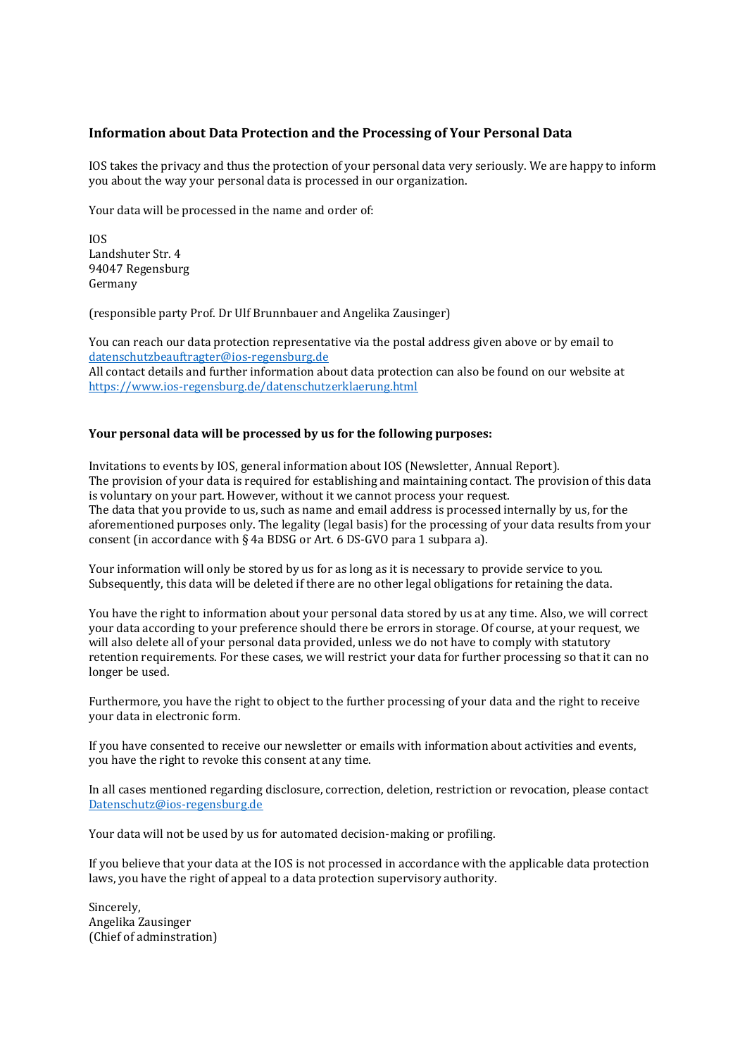## Information about Data Protection and the Processing of Your Personal Data

IOS takes the privacy and thus the protection of your personal data very seriously. We are happy to inform you about the way your personal data is processed in our organization.

Your data will be processed in the name and order of:

IOS  
Landshuter Str. 4  
94047 Regensburg  
Germany

(responsible party Prof. Dr Ulf Brunnbauer and Angelika Zausinger)

You can reach our data protection representative via the postal address given above or by email to datenschutzbeauftragter@ios-regensburg.de  
All contact details and further information about data protection can also be found on our website at https://www.ios-regensburg.de/datenschutzerklaerung.html

**Your personal data will be processed by us for the following purposes:**

Invitations to events by IOS, general information about IOS (Newsletter, Annual Report).  
The provision of your data is required for establishing and maintaining contact. The provision of this data is voluntary on your part. However, without it we cannot process your request.  
The data that you provide to us, such as name and email address is processed internally by us, for the aforementioned purposes only. The legality (legal basis) for the processing of your data results from your consent (in accordance with § 4a BDSG or Art. 6 DS-GVO para 1 subpara a).

Your information will only be stored by us for as long as it is necessary to provide service to you. Subsequently, this data will be deleted if there are no other legal obligations for retaining the data.

You have the right to information about your personal data stored by us at any time. Also, we will correct your data according to your preference should there be errors in storage. Of course, at your request, we will also delete all of your personal data provided, unless we do not have to comply with statutory retention requirements. For these cases, we will restrict your data for further processing so that it can no longer be used.

Furthermore, you have the right to object to the further processing of your data and the right to receive your data in electronic form.

If you have consented to receive our newsletter or emails with information about activities and events, you have the right to revoke this consent at any time.

In all cases mentioned regarding disclosure, correction, deletion, restriction or revocation, please contact Datenschutz@ios-regensburg.de

Your data will not be used by us for automated decision-making or profiling.

If you believe that your data at the IOS is not processed in accordance with the applicable data protection laws, you have the right of appeal to a data protection supervisory authority.

Sincerely,  
Angelika Zausinger  
(Chief of adminstration)